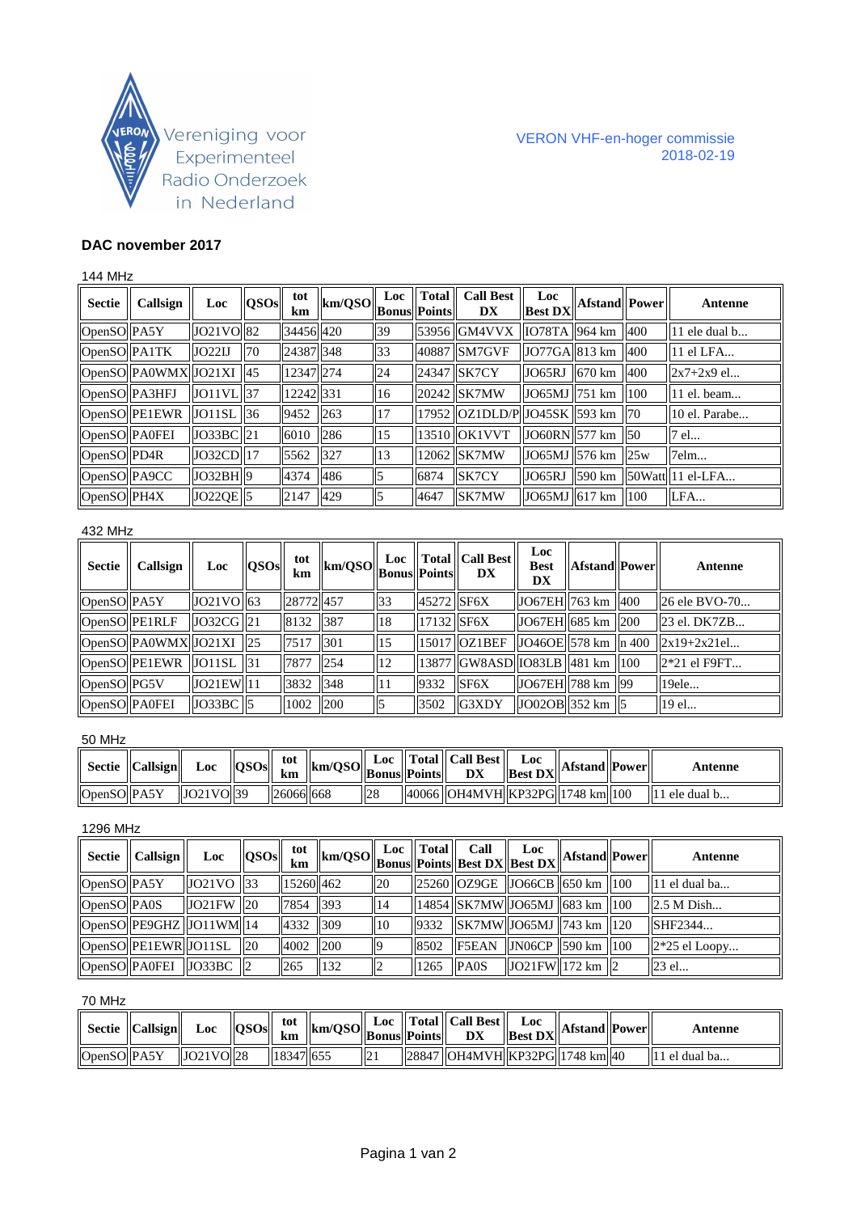Vereniging voor Experimenteel Radio Onderzoek in Nederland

VERON VHF-en-hoger commissie
2018-02-19

## DAC november 2017

### 144 MHz

| Sectie | Callsign | Loc | QSOs | tot km | km/QSO | Loc Bonus | Total Points | Call Best DX | Loc Best DX | Afstand | Power | Antenne |
|---|---|---|---|---|---|---|---|---|---|---|---|---|
| OpenSO | PA5Y | JO21VO | 82 | 34456 | 420 | 39 | 53956 | GM4VVX | IO78TA | 964 km | 400 | 11 ele dual b... |
| OpenSO | PA1TK | JO22IJ | 70 | 24387 | 348 | 33 | 40887 | SM7GVF | JO77GA | 813 km | 400 | 11 el LFA... |
| OpenSO | PA0WMX | JO21XI | 45 | 12347 | 274 | 24 | 24347 | SK7CY | JO65RJ | 670 km | 400 | 2x7+2x9 el... |
| OpenSO | PA3HFJ | JO11VL | 37 | 12242 | 331 | 16 | 20242 | SK7MW | JO65MJ | 751 km | 100 | 11 el. beam... |
| OpenSO | PE1EWR | JO11SL | 36 | 9452 | 263 | 17 | 17952 | OZ1DLD/P | JO45SK | 593 km | 70 | 10 el. Parabe... |
| OpenSO | PA0FEI | JO33BC | 21 | 6010 | 286 | 15 | 13510 | OK1VVT | JO60RN | 577 km | 50 | 7 el... |
| OpenSO | PD4R | JO32CD | 17 | 5562 | 327 | 13 | 12062 | SK7MW | JO65MJ | 576 km | 25w | 7elm... |
| OpenSO | PA9CC | JO32BH | 9 | 4374 | 486 | 5 | 6874 | SK7CY | JO65RJ | 590 km | 50Watt | 11 el-LFA... |
| OpenSO | PH4X | JO22QE | 5 | 2147 | 429 | 5 | 4647 | SK7MW | JO65MJ | 617 km | 100 | LFA... |

### 432 MHz

| Sectie | Callsign | Loc | QSOs | tot km | km/QSO | Loc Bonus | Total Points | Call Best DX | Loc Best DX | Afstand | Power | Antenne |
|---|---|---|---|---|---|---|---|---|---|---|---|---|
| OpenSO | PA5Y | JO21VO | 63 | 28772 | 457 | 33 | 45272 | SF6X | JO67EH | 763 km | 400 | 26 ele BVO-70... |
| OpenSO | PE1RLF | JO32CG | 21 | 8132 | 387 | 18 | 17132 | SF6X | JO67EH | 685 km | 200 | 23 el. DK7ZB... |
| OpenSO | PA0WMX | JO21XI | 25 | 7517 | 301 | 15 | 15017 | OZ1BEF | JO46OE | 578 km | n 400 | 2x19+2x21el... |
| OpenSO | PE1EWR | JO11SL | 31 | 7877 | 254 | 12 | 13877 | GW8ASD | IO83LB | 481 km | 100 | 2*21 el F9FT... |
| OpenSO | PG5V | JO21EW | 11 | 3832 | 348 | 11 | 9332 | SF6X | JO67EH | 788 km | 99 | 19ele... |
| OpenSO | PA0FEI | JO33BC | 5 | 1002 | 200 | 5 | 3502 | G3XDY | JO02OB | 352 km | 5 | 19 el... |

### 50 MHz

| Sectie | Callsign | Loc | QSOs | tot km | km/QSO | Loc Bonus | Total Points | Call Best DX | Loc Best DX | Afstand | Power | Antenne |
|---|---|---|---|---|---|---|---|---|---|---|---|---|
| OpenSO | PA5Y | JO21VO | 39 | 26066 | 668 | 28 | 40066 | OH4MVH | KP32PG | 1748 km | 100 | 11 ele dual b... |

### 1296 MHz

| Sectie | Callsign | Loc | QSOs | tot km | km/QSO | Loc Bonus | Total Points | Call Best DX | Loc Best DX | Afstand | Power | Antenne |
|---|---|---|---|---|---|---|---|---|---|---|---|---|
| OpenSO | PA5Y | JO21VO | 33 | 15260 | 462 | 20 | 25260 | OZ9GE | JO66CB | 650 km | 100 | 11 el dual ba... |
| OpenSO | PA0S | JO21FW | 20 | 7854 | 393 | 14 | 14854 | SK7MW | JO65MJ | 683 km | 100 | 2.5 M Dish... |
| OpenSO | PE9GHZ | JO11WM | 14 | 4332 | 309 | 10 | 9332 | SK7MW | JO65MJ | 743 km | 120 | SHF2344... |
| OpenSO | PE1EWR | JO11SL | 20 | 4002 | 200 | 9 | 8502 | F5EAN | JN06CP | 590 km | 100 | 2*25 el Loopy... |
| OpenSO | PA0FEI | JO33BC | 2 | 265 | 132 | 2 | 1265 | PA0S | JO21FW | 172 km | 2 | 23 el... |

### 70 MHz

| Sectie | Callsign | Loc | QSOs | tot km | km/QSO | Loc Bonus | Total Points | Call Best DX | Loc Best DX | Afstand | Power | Antenne |
|---|---|---|---|---|---|---|---|---|---|---|---|---|
| OpenSO | PA5Y | JO21VO | 28 | 18347 | 655 | 21 | 28847 | OH4MVH | KP32PG | 1748 km | 40 | 11 el dual ba... |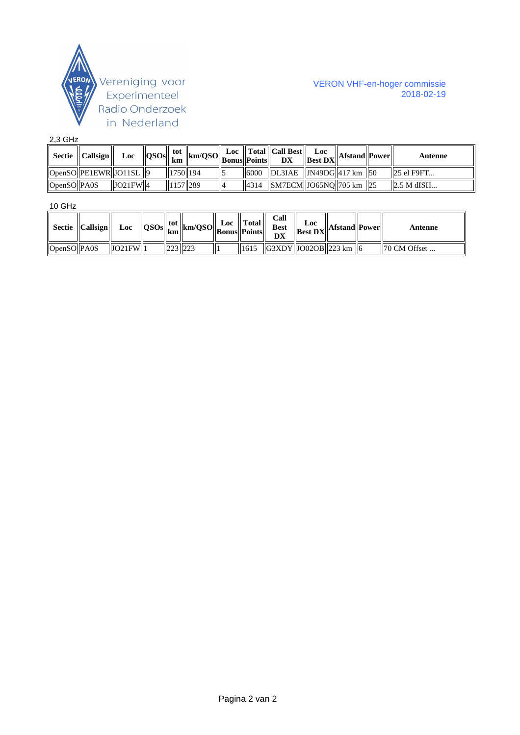Vereniging voor Experimenteel Radio Onderzoek in Nederland

VERON VHF-en-hoger commissie
2018-02-19

2,3 GHz

| Sectie | Callsign | Loc | QSOs | tot km | km/QSO | Loc Bonus | Total Points | Call Best DX | Loc Best DX | Afstand | Power | Antenne |
|---|---|---|---|---|---|---|---|---|---|---|---|---|
| OpenSO | PE1EWR | JO11SL | 9 | 1750 | 194 | 5 | 6000 | DL3IAE | JN49DG | 417 km | 50 | 25 el F9FT... |
| OpenSO | PA0S | JO21FW | 4 | 1157 | 289 | 4 | 4314 | SM7ECM | JO65NQ | 705 km | 25 | 2.5 M dISH... |

10 GHz

| Sectie | Callsign | Loc | QSOs | tot km | km/QSO | Loc Bonus | Total Points | Call Best DX | Loc Best DX | Afstand | Power | Antenne |
|---|---|---|---|---|---|---|---|---|---|---|---|---|
| OpenSO | PA0S | JO21FW | 1 | 223 | 223 | 1 | 1615 | G3XDY | JO02OB | 223 km | 6 | 70 CM Offset ... |